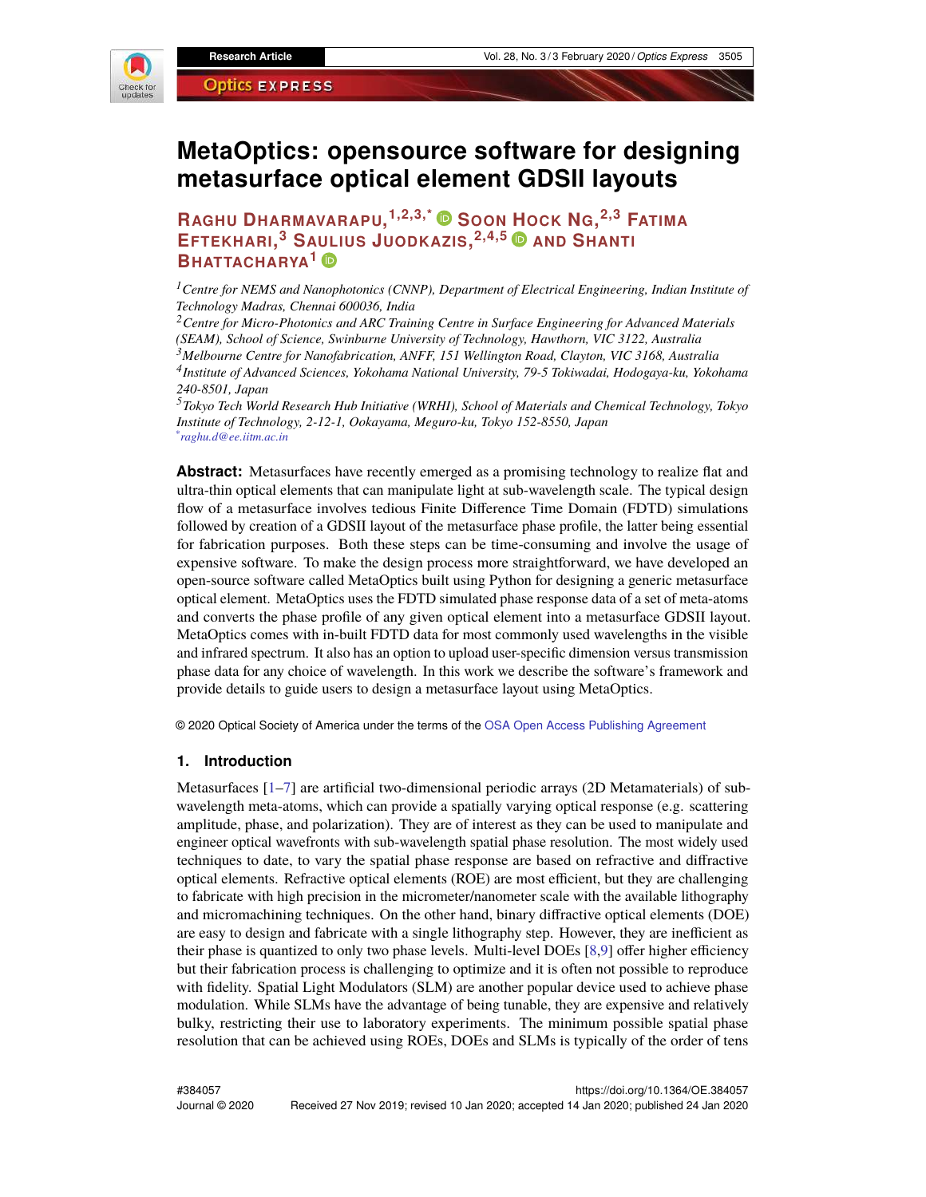# MetaOptics: opensource software for designing metasurface optical element GDSII layouts

**Raghu Dharmavarapu,[1,2,3,*] Soon Hock Ng,[2,3] Fatima Eftekhari,[3] Saulius Juodkazis,[2,4,5] and Shanti Bhattacharya[1]**

[1] *Centre for NEMS and Nanophotonics (CNNP), Department of Electrical Engineering, Indian Institute of Technology Madras, Chennai 600036, India*
[2] *Centre for Micro-Photonics and ARC Training Centre in Surface Engineering for Advanced Materials (SEAM), School of Science, Swinburne University of Technology, Hawthorn, VIC 3122, Australia*
[3] *Melbourne Centre for Nanofabrication, ANFF, 151 Wellington Road, Clayton, VIC 3168, Australia*
[4] *Institute of Advanced Sciences, Yokohama National University, 79-5 Tokiwadai, Hodogaya-ku, Yokohama 240-8501, Japan*
[5] *Tokyo Tech World Research Hub Initiative (WRHI), School of Materials and Chemical Technology, Tokyo Institute of Technology, 2-12-1, Ookayama, Meguro-ku, Tokyo 152-8550, Japan*
[*] *raghu.d@ee.iitm.ac.in*

**Abstract:** Metasurfaces have recently emerged as a promising technology to realize flat and ultra-thin optical elements that can manipulate light at sub-wavelength scale. The typical design flow of a metasurface involves tedious Finite Difference Time Domain (FDTD) simulations followed by creation of a GDSII layout of the metasurface phase profile, the latter being essential for fabrication purposes. Both these steps can be time-consuming and involve the usage of expensive software. To make the design process more straightforward, we have developed an open-source software called MetaOptics built using Python for designing a generic metasurface optical element. MetaOptics uses the FDTD simulated phase response data of a set of meta-atoms and converts the phase profile of any given optical element into a metasurface GDSII layout. MetaOptics comes with in-built FDTD data for most commonly used wavelengths in the visible and infrared spectrum. It also has an option to upload user-specific dimension versus transmission phase data for any choice of wavelength. In this work we describe the software's framework and provide details to guide users to design a metasurface layout using MetaOptics.

© 2020 Optical Society of America under the terms of the OSA Open Access Publishing Agreement

## 1. Introduction

Metasurfaces [1–7] are artificial two-dimensional periodic arrays (2D Metamaterials) of sub-wavelength meta-atoms, which can provide a spatially varying optical response (e.g. scattering amplitude, phase, and polarization). They are of interest as they can be used to manipulate and engineer optical wavefronts with sub-wavelength spatial phase resolution. The most widely used techniques to date, to vary the spatial phase response are based on refractive and diffractive optical elements. Refractive optical elements (ROE) are most efficient, but they are challenging to fabricate with high precision in the micrometer/nanometer scale with the available lithography and micromachining techniques. On the other hand, binary diffractive optical elements (DOE) are easy to design and fabricate with a single lithography step. However, they are inefficient as their phase is quantized to only two phase levels. Multi-level DOEs [8,9] offer higher efficiency but their fabrication process is challenging to optimize and it is often not possible to reproduce with fidelity. Spatial Light Modulators (SLM) are another popular device used to achieve phase modulation. While SLMs have the advantage of being tunable, they are expensive and relatively bulky, restricting their use to laboratory experiments. The minimum possible spatial phase resolution that can be achieved using ROEs, DOEs and SLMs is typically of the order of tens

#384057
Journal © 2020

https://doi.org/10.1364/OE.384057
Received 27 Nov 2019; revised 10 Jan 2020; accepted 14 Jan 2020; published 24 Jan 2020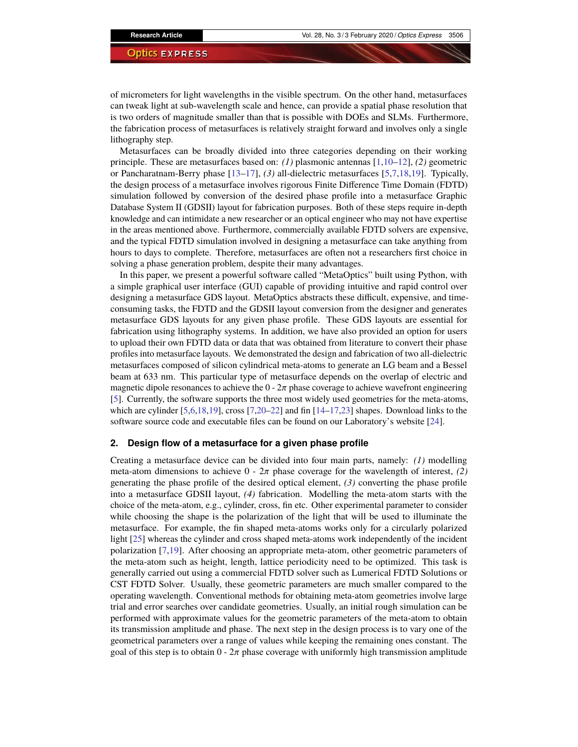of micrometers for light wavelengths in the visible spectrum. On the other hand, metasurfaces can tweak light at sub-wavelength scale and hence, can provide a spatial phase resolution that is two orders of magnitude smaller than that is possible with DOEs and SLMs. Furthermore, the fabrication process of metasurfaces is relatively straight forward and involves only a single lithography step.

Metasurfaces can be broadly divided into three categories depending on their working principle. These are metasurfaces based on: *(1)* plasmonic antennas [1,10–12], *(2)* geometric or Pancharatnam-Berry phase [13–17], *(3)* all-dielectric metasurfaces [5,7,18,19]. Typically, the design process of a metasurface involves rigorous Finite Difference Time Domain (FDTD) simulation followed by conversion of the desired phase profile into a metasurface Graphic Database System II (GDSII) layout for fabrication purposes. Both of these steps require in-depth knowledge and can intimidate a new researcher or an optical engineer who may not have expertise in the areas mentioned above. Furthermore, commercially available FDTD solvers are expensive, and the typical FDTD simulation involved in designing a metasurface can take anything from hours to days to complete. Therefore, metasurfaces are often not a researchers first choice in solving a phase generation problem, despite their many advantages.

In this paper, we present a powerful software called "MetaOptics" built using Python, with a simple graphical user interface (GUI) capable of providing intuitive and rapid control over designing a metasurface GDS layout. MetaOptics abstracts these difficult, expensive, and time-consuming tasks, the FDTD and the GDSII layout conversion from the designer and generates metasurface GDS layouts for any given phase profile. These GDS layouts are essential for fabrication using lithography systems. In addition, we have also provided an option for users to upload their own FDTD data or data that was obtained from literature to convert their phase profiles into metasurface layouts. We demonstrated the design and fabrication of two all-dielectric metasurfaces composed of silicon cylindrical meta-atoms to generate an LG beam and a Bessel beam at 633 nm. This particular type of metasurface depends on the overlap of electric and magnetic dipole resonances to achieve the 0 - $2\pi$ phase coverage to achieve wavefront engineering [5]. Currently, the software supports the three most widely used geometries for the meta-atoms, which are cylinder [5,6,18,19], cross [7,20–22] and fin [14–17,23] shapes. Download links to the software source code and executable files can be found on our Laboratory's website [24].

## 2. Design flow of a metasurface for a given phase profile

Creating a metasurface device can be divided into four main parts, namely: *(1)* modelling meta-atom dimensions to achieve 0 - $2\pi$ phase coverage for the wavelength of interest, *(2)* generating the phase profile of the desired optical element, *(3)* converting the phase profile into a metasurface GDSII layout, *(4)* fabrication. Modelling the meta-atom starts with the choice of the meta-atom, e.g., cylinder, cross, fin etc. Other experimental parameter to consider while choosing the shape is the polarization of the light that will be used to illuminate the metasurface. For example, the fin shaped meta-atoms works only for a circularly polarized light [25] whereas the cylinder and cross shaped meta-atoms work independently of the incident polarization [7,19]. After choosing an appropriate meta-atom, other geometric parameters of the meta-atom such as height, length, lattice periodicity need to be optimized. This task is generally carried out using a commercial FDTD solver such as Lumerical FDTD Solutions or CST FDTD Solver. Usually, these geometric parameters are much smaller compared to the operating wavelength. Conventional methods for obtaining meta-atom geometries involve large trial and error searches over candidate geometries. Usually, an initial rough simulation can be performed with approximate values for the geometric parameters of the meta-atom to obtain its transmission amplitude and phase. The next step in the design process is to vary one of the geometrical parameters over a range of values while keeping the remaining ones constant. The goal of this step is to obtain 0 - $2\pi$ phase coverage with uniformly high transmission amplitude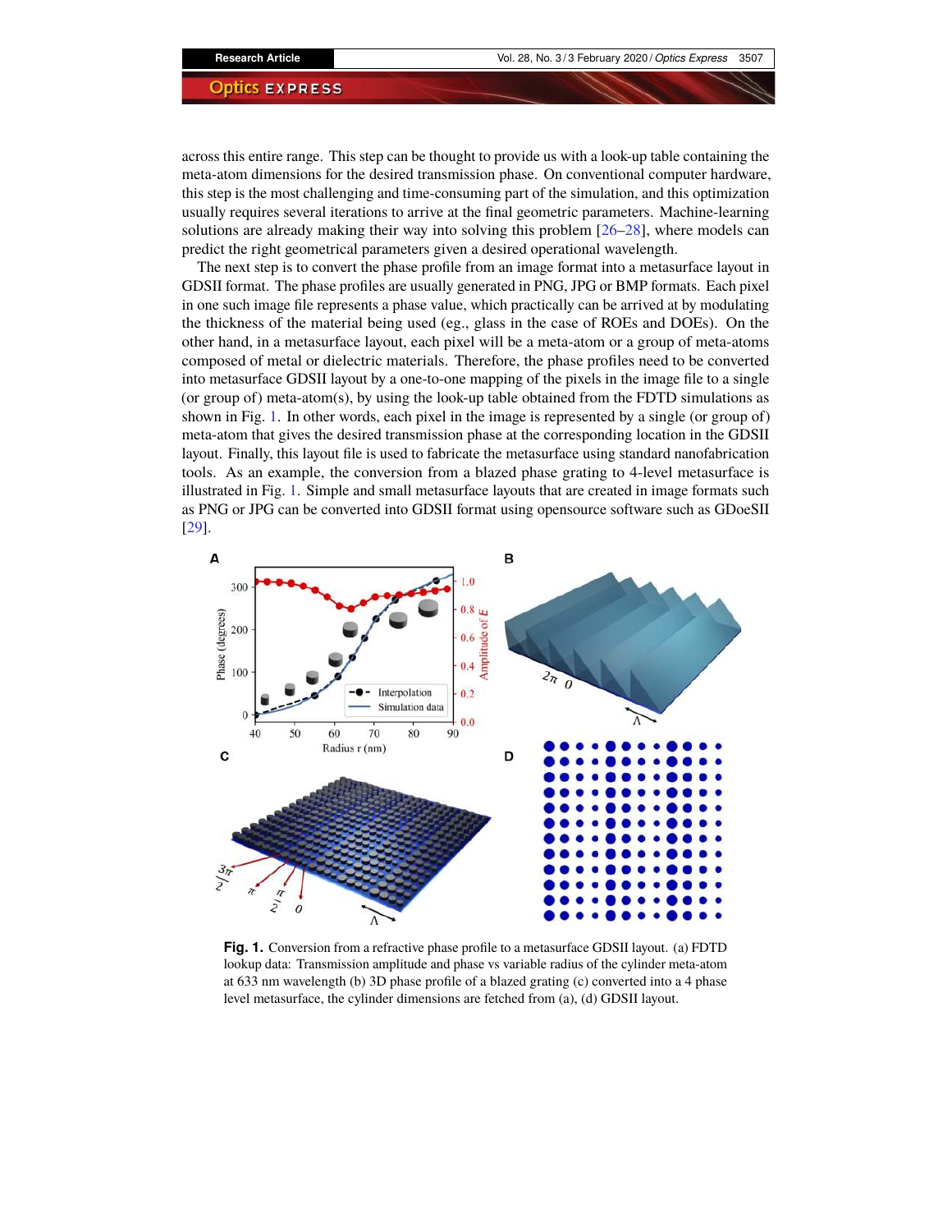across this entire range. This step can be thought to provide us with a look-up table containing the meta-atom dimensions for the desired transmission phase. On conventional computer hardware, this step is the most challenging and time-consuming part of the simulation, and this optimization usually requires several iterations to arrive at the final geometric parameters. Machine-learning solutions are already making their way into solving this problem [26–28], where models can predict the right geometrical parameters given a desired operational wavelength.

The next step is to convert the phase profile from an image format into a metasurface layout in GDSII format. The phase profiles are usually generated in PNG, JPG or BMP formats. Each pixel in one such image file represents a phase value, which practically can be arrived at by modulating the thickness of the material being used (eg., glass in the case of ROEs and DOEs). On the other hand, in a metasurface layout, each pixel will be a meta-atom or a group of meta-atoms composed of metal or dielectric materials. Therefore, the phase profiles need to be converted into metasurface GDSII layout by a one-to-one mapping of the pixels in the image file to a single (or group of) meta-atom(s), by using the look-up table obtained from the FDTD simulations as shown in Fig. 1. In other words, each pixel in the image is represented by a single (or group of) meta-atom that gives the desired transmission phase at the corresponding location in the GDSII layout. Finally, this layout file is used to fabricate the metasurface using standard nanofabrication tools. As an example, the conversion from a blazed phase grating to 4-level metasurface is illustrated in Fig. 1. Simple and small metasurface layouts that are created in image formats such as PNG or JPG can be converted into GDSII format using opensource software such as GDoeSII [29].

**Fig. 1.** Conversion from a refractive phase profile to a metasurface GDSII layout. (a) FDTD lookup data: Transmission amplitude and phase vs variable radius of the cylinder meta-atom at 633 nm wavelength (b) 3D phase profile of a blazed grating (c) converted into a 4 phase level metasurface, the cylinder dimensions are fetched from (a), (d) GDSII layout.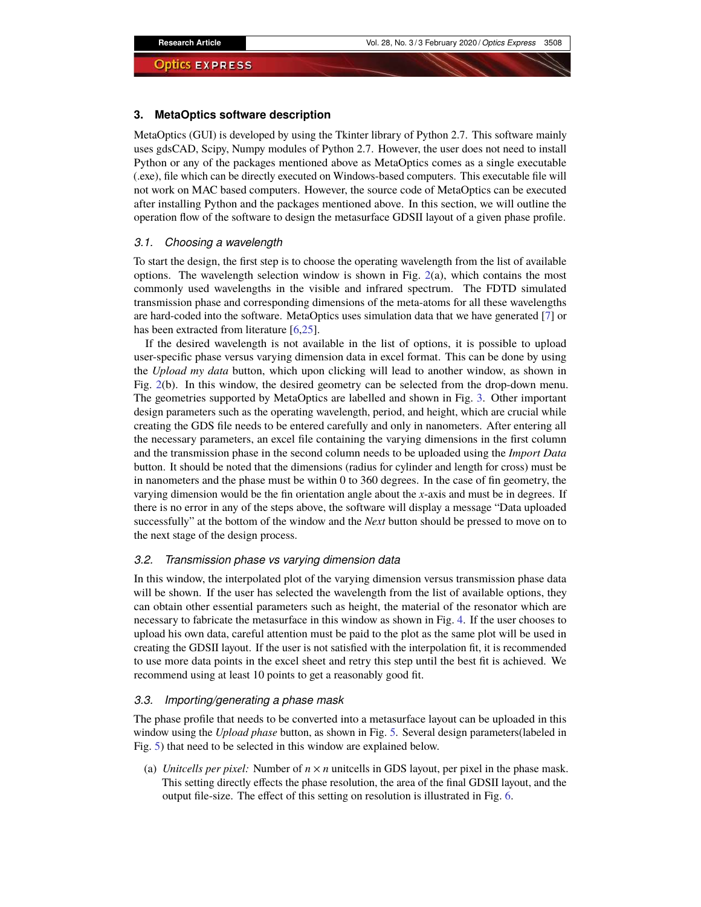## 3. MetaOptics software description

MetaOptics (GUI) is developed by using the Tkinter library of Python 2.7. This software mainly uses gdsCAD, Scipy, Numpy modules of Python 2.7. However, the user does not need to install Python or any of the packages mentioned above as MetaOptics comes as a single executable (.exe), file which can be directly executed on Windows-based computers. This executable file will not work on MAC based computers. However, the source code of MetaOptics can be executed after installing Python and the packages mentioned above. In this section, we will outline the operation flow of the software to design the metasurface GDSII layout of a given phase profile.

### 3.1. Choosing a wavelength

To start the design, the first step is to choose the operating wavelength from the list of available options. The wavelength selection window is shown in Fig. 2(a), which contains the most commonly used wavelengths in the visible and infrared spectrum. The FDTD simulated transmission phase and corresponding dimensions of the meta-atoms for all these wavelengths are hard-coded into the software. MetaOptics uses simulation data that we have generated [7] or has been extracted from literature [6,25].

If the desired wavelength is not available in the list of options, it is possible to upload user-specific phase versus varying dimension data in excel format. This can be done by using the *Upload my data* button, which upon clicking will lead to another window, as shown in Fig. 2(b). In this window, the desired geometry can be selected from the drop-down menu. The geometries supported by MetaOptics are labelled and shown in Fig. 3. Other important design parameters such as the operating wavelength, period, and height, which are crucial while creating the GDS file needs to be entered carefully and only in nanometers. After entering all the necessary parameters, an excel file containing the varying dimensions in the first column and the transmission phase in the second column needs to be uploaded using the *Import Data* button. It should be noted that the dimensions (radius for cylinder and length for cross) must be in nanometers and the phase must be within 0 to 360 degrees. In the case of fin geometry, the varying dimension would be the fin orientation angle about the $x$-axis and must be in degrees. If there is no error in any of the steps above, the software will display a message "Data uploaded successfully" at the bottom of the window and the *Next* button should be pressed to move on to the next stage of the design process.

### 3.2. Transmission phase vs varying dimension data

In this window, the interpolated plot of the varying dimension versus transmission phase data will be shown. If the user has selected the wavelength from the list of available options, they can obtain other essential parameters such as height, the material of the resonator which are necessary to fabricate the metasurface in this window as shown in Fig. 4. If the user chooses to upload his own data, careful attention must be paid to the plot as the same plot will be used in creating the GDSII layout. If the user is not satisfied with the interpolation fit, it is recommended to use more data points in the excel sheet and retry this step until the best fit is achieved. We recommend using at least 10 points to get a reasonably good fit.

### 3.3. Importing/generating a phase mask

The phase profile that needs to be converted into a metasurface layout can be uploaded in this window using the *Upload phase* button, as shown in Fig. 5. Several design parameters(labeled in Fig. 5) that need to be selected in this window are explained below.

(a) *Unitcells per pixel:* Number of $n \times n$ unitcells in GDS layout, per pixel in the phase mask. This setting directly effects the phase resolution, the area of the final GDSII layout, and the output file-size. The effect of this setting on resolution is illustrated in Fig. 6.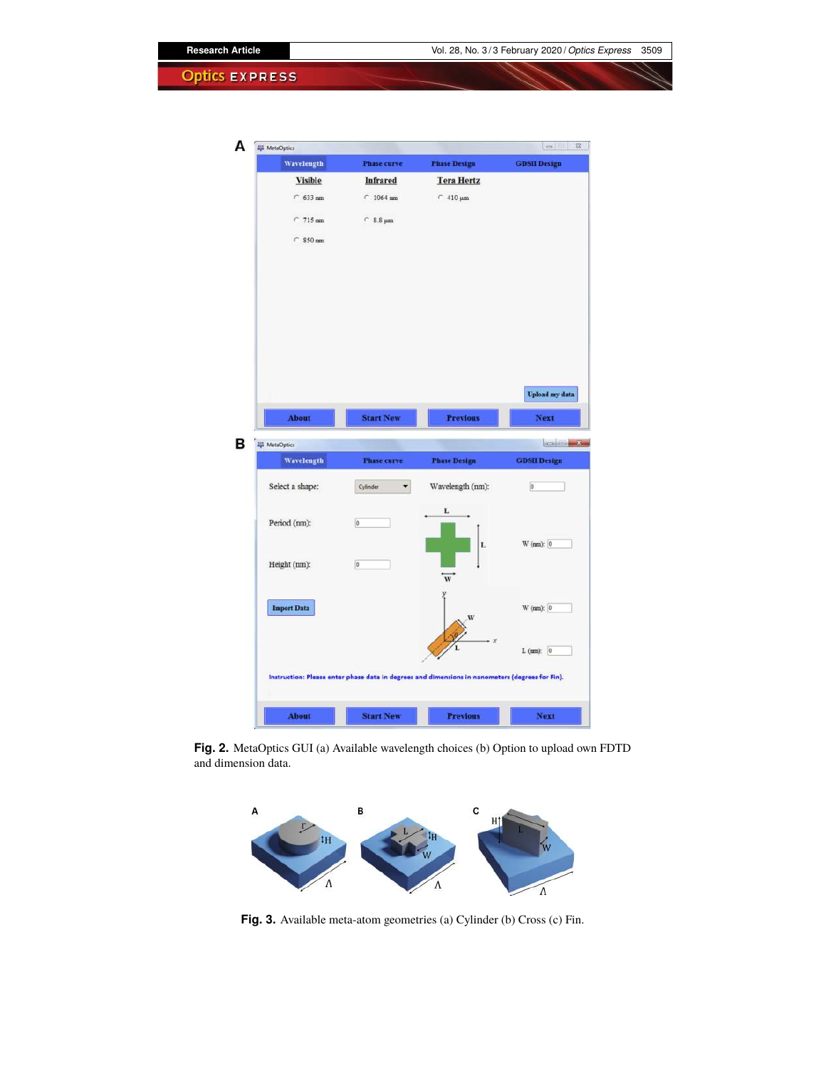Fig. 2. MetaOptics GUI (a) Available wavelength choices (b) Option to upload own FDTD and dimension data.

Fig. 3. Available meta-atom geometries (a) Cylinder (b) Cross (c) Fin.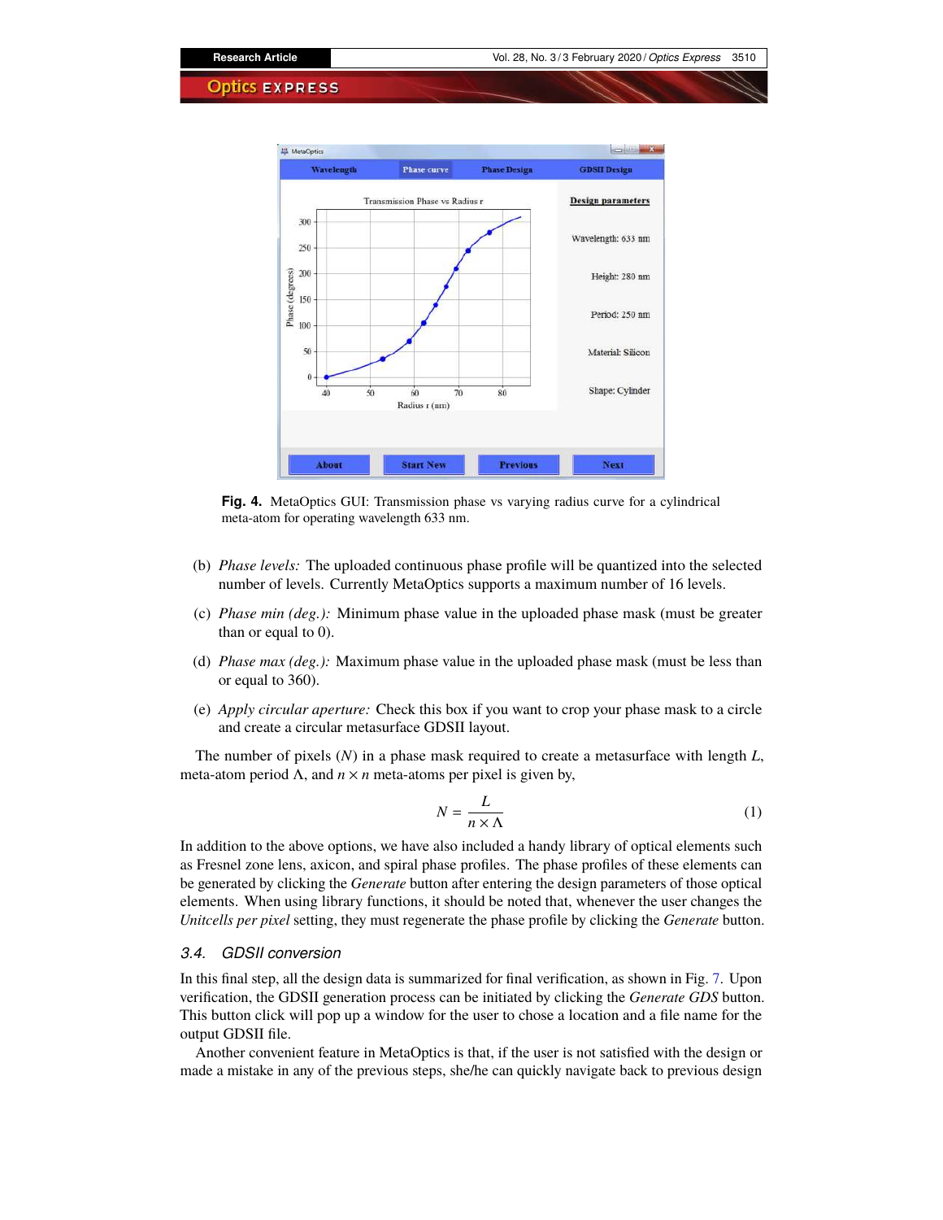**Fig. 4.** MetaOptics GUI: Transmission phase vs varying radius curve for a cylindrical meta-atom for operating wavelength 633 nm.

(b) *Phase levels:* The uploaded continuous phase profile will be quantized into the selected number of levels. Currently MetaOptics supports a maximum number of 16 levels.

(c) *Phase min (deg.):* Minimum phase value in the uploaded phase mask (must be greater than or equal to 0).

(d) *Phase max (deg.):* Maximum phase value in the uploaded phase mask (must be less than or equal to 360).

(e) *Apply circular aperture:* Check this box if you want to crop your phase mask to a circle and create a circular metasurface GDSII layout.

The number of pixels ($N$) in a phase mask required to create a metasurface with length $L$, meta-atom period $\Lambda$, and $n \times n$ meta-atoms per pixel is given by,

$$N = \frac{L}{n \times \Lambda} \tag{1}$$

In addition to the above options, we have also included a handy library of optical elements such as Fresnel zone lens, axicon, and spiral phase profiles. The phase profiles of these elements can be generated by clicking the *Generate* button after entering the design parameters of those optical elements. When using library functions, it should be noted that, whenever the user changes the *Unitcells per pixel* setting, they must regenerate the phase profile by clicking the *Generate* button.

### 3.4. GDSII conversion

In this final step, all the design data is summarized for final verification, as shown in Fig. 7. Upon verification, the GDSII generation process can be initiated by clicking the *Generate GDS* button. This button click will pop up a window for the user to chose a location and a file name for the output GDSII file.

Another convenient feature in MetaOptics is that, if the user is not satisfied with the design or made a mistake in any of the previous steps, she/he can quickly navigate back to previous design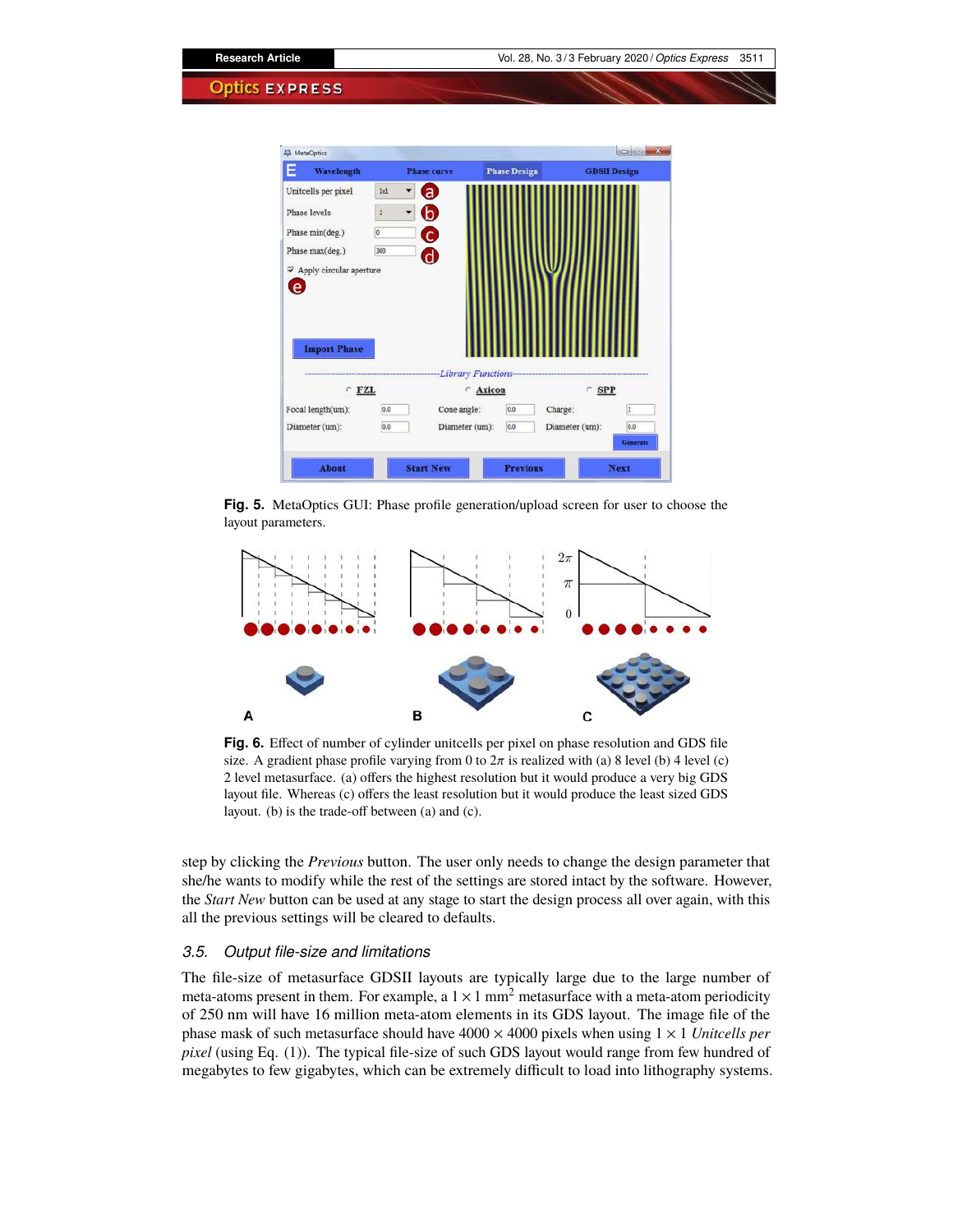Fig. 5. MetaOptics GUI: Phase profile generation/upload screen for user to choose the layout parameters.

Fig. 6. Effect of number of cylinder unitcells per pixel on phase resolution and GDS file size. A gradient phase profile varying from 0 to $2\pi$ is realized with (a) 8 level (b) 4 level (c) 2 level metasurface. (a) offers the highest resolution but it would produce a very big GDS layout file. Whereas (c) offers the least resolution but it would produce the least sized GDS layout. (b) is the trade-off between (a) and (c).

step by clicking the *Previous* button. The user only needs to change the design parameter that she/he wants to modify while the rest of the settings are stored intact by the software. However, the *Start New* button can be used at any stage to start the design process all over again, with this all the previous settings will be cleared to defaults.

### 3.5. Output file-size and limitations

The file-size of metasurface GDSII layouts are typically large due to the large number of meta-atoms present in them. For example, a $1 \times 1$ mm$^2$ metasurface with a meta-atom periodicity of 250 nm will have 16 million meta-atom elements in its GDS layout. The image file of the phase mask of such metasurface should have $4000 \times 4000$ pixels when using $1 \times 1$ *Unitcells per pixel* (using Eq. (1)). The typical file-size of such GDS layout would range from few hundred of megabytes to few gigabytes, which can be extremely difficult to load into lithography systems.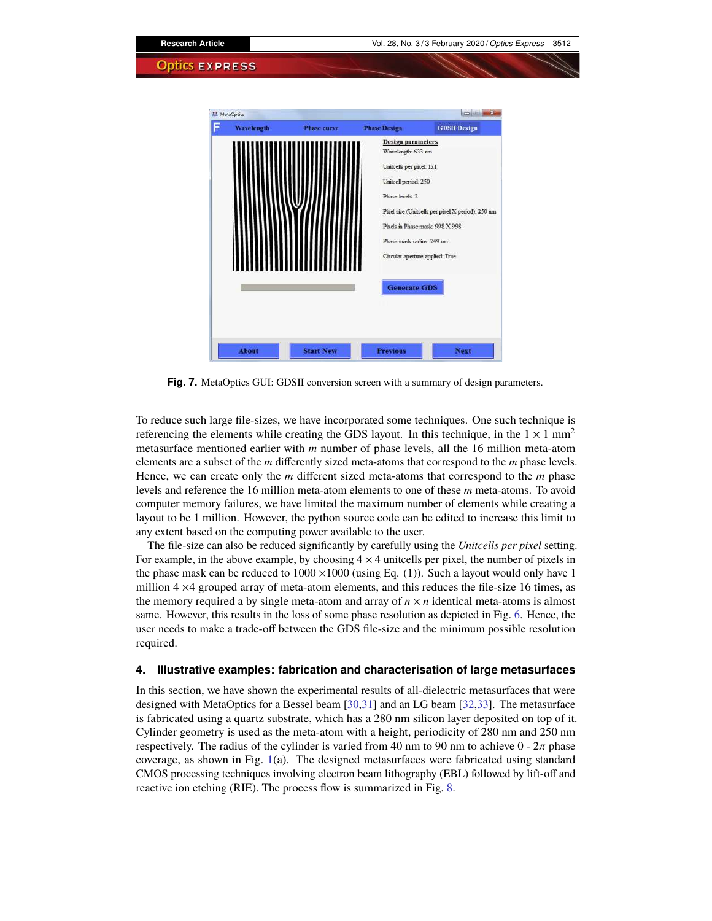Fig. 7. MetaOptics GUI: GDSII conversion screen with a summary of design parameters.

To reduce such large file-sizes, we have incorporated some techniques. One such technique is referencing the elements while creating the GDS layout. In this technique, in the $1 \times 1$ mm$^2$ metasurface mentioned earlier with $m$ number of phase levels, all the 16 million meta-atom elements are a subset of the $m$ differently sized meta-atoms that correspond to the $m$ phase levels. Hence, we can create only the $m$ different sized meta-atoms that correspond to the $m$ phase levels and reference the 16 million meta-atom elements to one of these $m$ meta-atoms. To avoid computer memory failures, we have limited the maximum number of elements while creating a layout to be 1 million. However, the python source code can be edited to increase this limit to any extent based on the computing power available to the user.

The file-size can also be reduced significantly by carefully using the *Unitcells per pixel* setting. For example, in the above example, by choosing $4 \times 4$ unitcells per pixel, the number of pixels in the phase mask can be reduced to $1000 \times 1000$ (using Eq. (1)). Such a layout would only have 1 million $4 \times 4$ grouped array of meta-atom elements, and this reduces the file-size 16 times, as the memory required a by single meta-atom and array of $n \times n$ identical meta-atoms is almost same. However, this results in the loss of some phase resolution as depicted in Fig. 6. Hence, the user needs to make a trade-off between the GDS file-size and the minimum possible resolution required.

## 4. Illustrative examples: fabrication and characterisation of large metasurfaces

In this section, we have shown the experimental results of all-dielectric metasurfaces that were designed with MetaOptics for a Bessel beam [30,31] and an LG beam [32,33]. The metasurface is fabricated using a quartz substrate, which has a 280 nm silicon layer deposited on top of it. Cylinder geometry is used as the meta-atom with a height, periodicity of 280 nm and 250 nm respectively. The radius of the cylinder is varied from 40 nm to 90 nm to achieve 0 - $2\pi$ phase coverage, as shown in Fig. 1(a). The designed metasurfaces were fabricated using standard CMOS processing techniques involving electron beam lithography (EBL) followed by lift-off and reactive ion etching (RIE). The process flow is summarized in Fig. 8.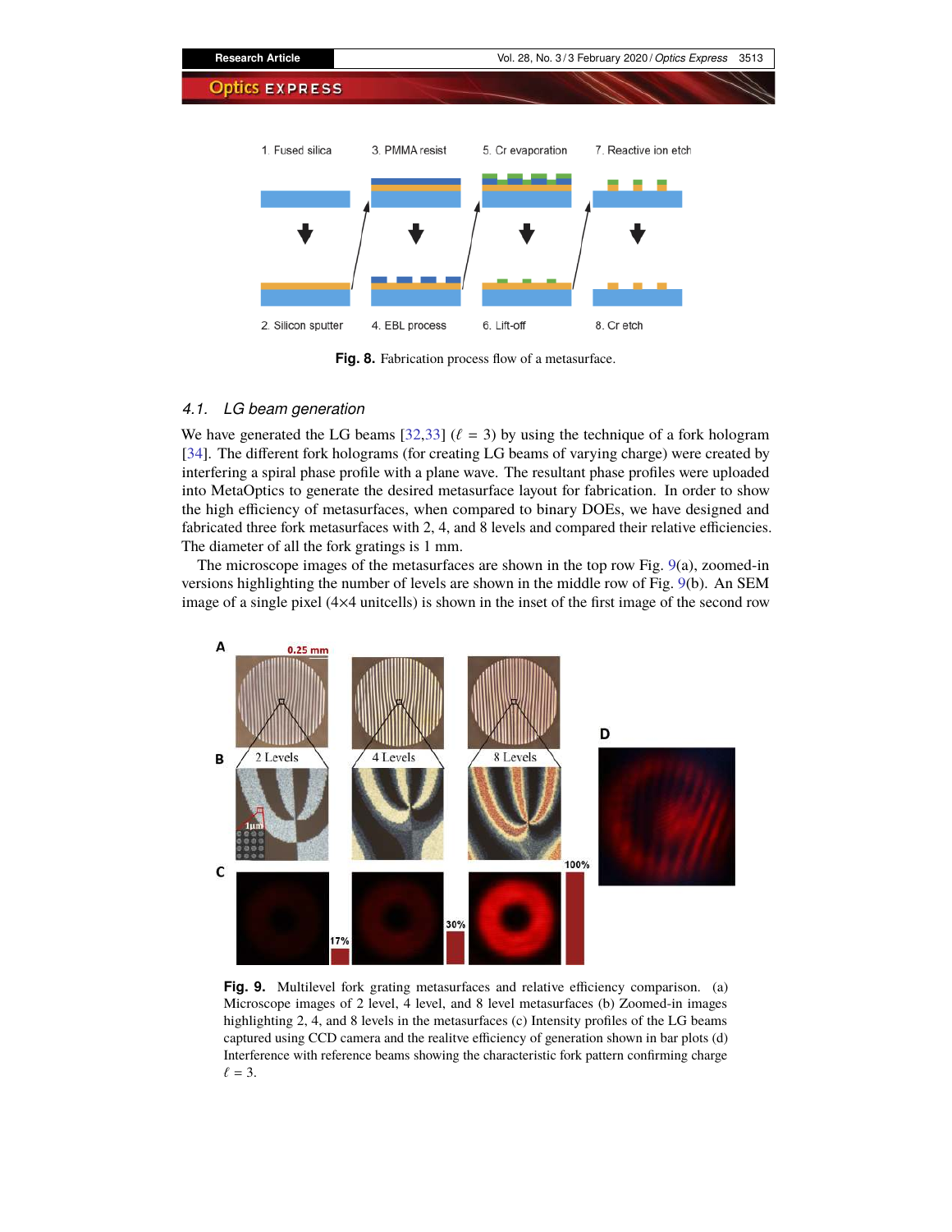Fig. 8. Fabrication process flow of a metasurface.

### 4.1. LG beam generation

We have generated the LG beams [32,33] ($\ell = 3$) by using the technique of a fork hologram [34]. The different fork holograms (for creating LG beams of varying charge) were created by interfering a spiral phase profile with a plane wave. The resultant phase profiles were uploaded into MetaOptics to generate the desired metasurface layout for fabrication. In order to show the high efficiency of metasurfaces, when compared to binary DOEs, we have designed and fabricated three fork metasurfaces with 2, 4, and 8 levels and compared their relative efficiencies. The diameter of all the fork gratings is 1 mm.

The microscope images of the metasurfaces are shown in the top row Fig. 9(a), zoomed-in versions highlighting the number of levels are shown in the middle row of Fig. 9(b). An SEM image of a single pixel (4×4 unitcells) is shown in the inset of the first image of the second row

Fig. 9. Multilevel fork grating metasurfaces and relative efficiency comparison. (a) Microscope images of 2 level, 4 level, and 8 level metasurfaces (b) Zoomed-in images highlighting 2, 4, and 8 levels in the metasurfaces (c) Intensity profiles of the LG beams captured using CCD camera and the realitve efficiency of generation shown in bar plots (d) Interference with reference beams showing the characteristic fork pattern confirming charge $\ell = 3$.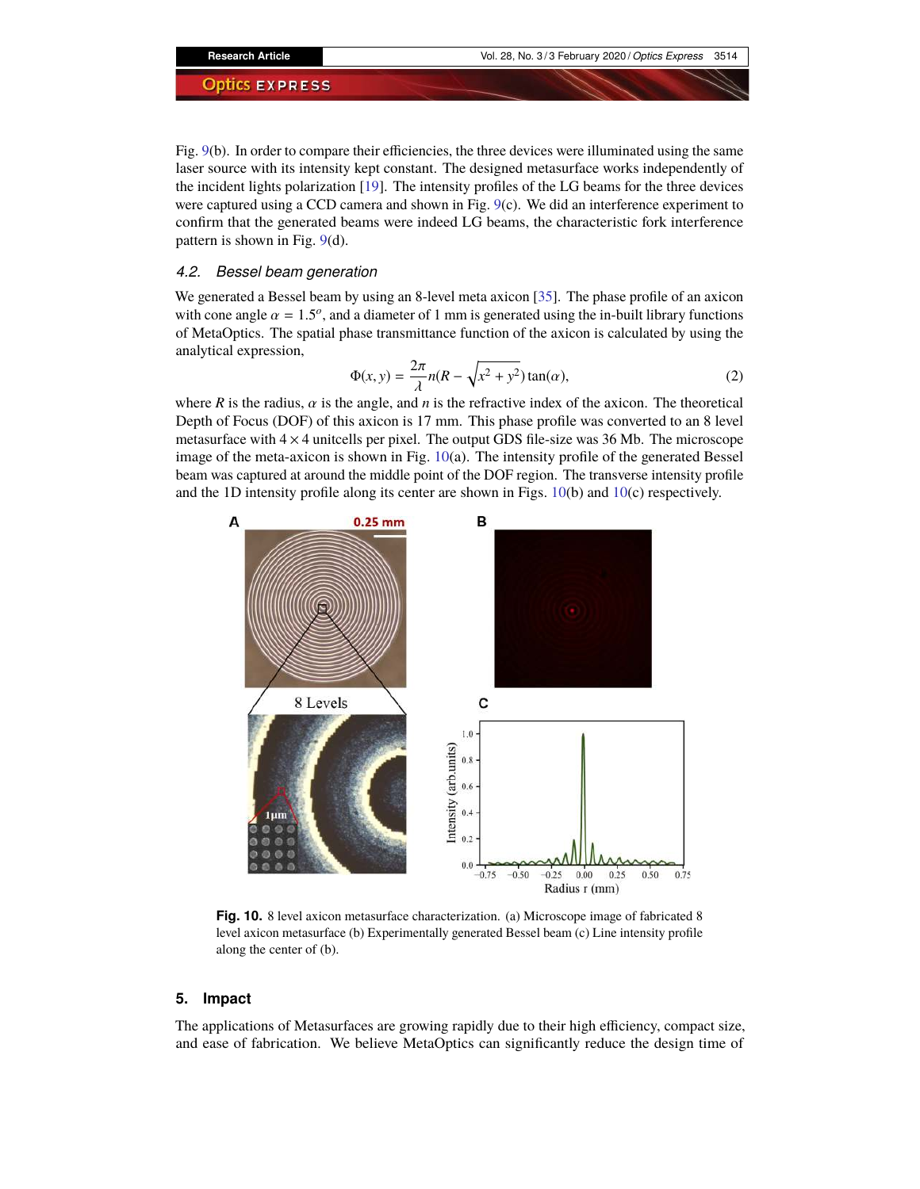Fig. 9(b). In order to compare their efficiencies, the three devices were illuminated using the same laser source with its intensity kept constant. The designed metasurface works independently of the incident lights polarization [19]. The intensity profiles of the LG beams for the three devices were captured using a CCD camera and shown in Fig. 9(c). We did an interference experiment to confirm that the generated beams were indeed LG beams, the characteristic fork interference pattern is shown in Fig. 9(d).

### *4.2. Bessel beam generation*

We generated a Bessel beam by using an 8-level meta axicon [35]. The phase profile of an axicon with cone angle $\alpha = 1.5^o$, and a diameter of 1 mm is generated using the in-built library functions of MetaOptics. The spatial phase transmittance function of the axicon is calculated by using the analytical expression,

$$\Phi(x, y) = \frac{2\pi}{\lambda} n(R - \sqrt{x^2 + y^2}) \tan(\alpha), \tag{2}$$

where $R$ is the radius, $\alpha$ is the angle, and $n$ is the refractive index of the axicon. The theoretical Depth of Focus (DOF) of this axicon is 17 mm. This phase profile was converted to an 8 level metasurface with $4 \times 4$ unitcells per pixel. The output GDS file-size was 36 Mb. The microscope image of the meta-axicon is shown in Fig. 10(a). The intensity profile of the generated Bessel beam was captured at around the middle point of the DOF region. The transverse intensity profile and the 1D intensity profile along its center are shown in Figs. 10(b) and 10(c) respectively.

**Fig. 10.** 8 level axicon metasurface characterization. (a) Microscope image of fabricated 8 level axicon metasurface (b) Experimentally generated Bessel beam (c) Line intensity profile along the center of (b).

## 5. Impact

The applications of Metasurfaces are growing rapidly due to their high efficiency, compact size, and ease of fabrication. We believe MetaOptics can significantly reduce the design time of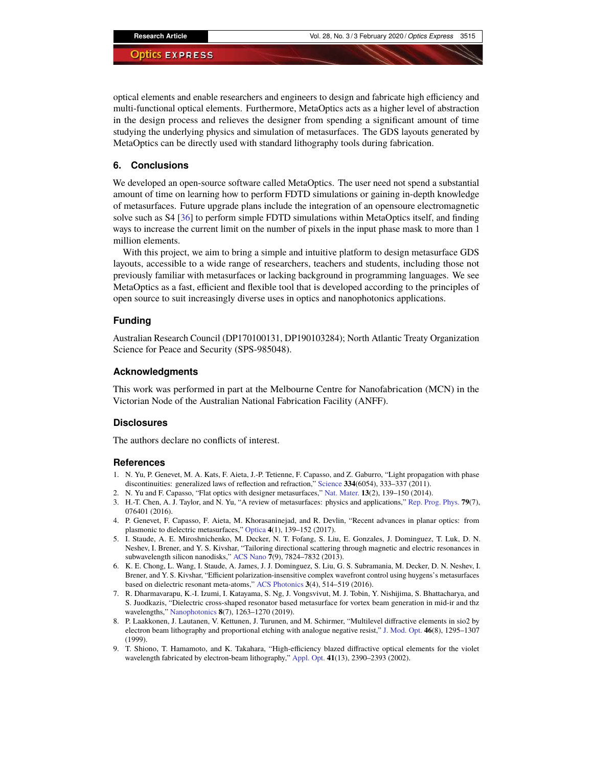optical elements and enable researchers and engineers to design and fabricate high efficiency and multi-functional optical elements. Furthermore, MetaOptics acts as a higher level of abstraction in the design process and relieves the designer from spending a significant amount of time studying the underlying physics and simulation of metasurfaces. The GDS layouts generated by MetaOptics can be directly used with standard lithography tools during fabrication.

## 6. Conclusions

We developed an open-source software called MetaOptics. The user need not spend a substantial amount of time on learning how to perform FDTD simulations or gaining in-depth knowledge of metasurfaces. Future upgrade plans include the integration of an opensoure electromagnetic solve such as S4 [36] to perform simple FDTD simulations within MetaOptics itself, and finding ways to increase the current limit on the number of pixels in the input phase mask to more than 1 million elements.

With this project, we aim to bring a simple and intuitive platform to design metasurface GDS layouts, accessible to a wide range of researchers, teachers and students, including those not previously familiar with metasurfaces or lacking background in programming languages. We see MetaOptics as a fast, efficient and flexible tool that is developed according to the principles of open source to suit increasingly diverse uses in optics and nanophotonics applications.

## Funding

Australian Research Council (DP170100131, DP190103284); North Atlantic Treaty Organization Science for Peace and Security (SPS-985048).

## Acknowledgments

This work was performed in part at the Melbourne Centre for Nanofabrication (MCN) in the Victorian Node of the Australian National Fabrication Facility (ANFF).

## Disclosures

The authors declare no conflicts of interest.

## References

1. N. Yu, P. Genevet, M. A. Kats, F. Aieta, J.-P. Tetienne, F. Capasso, and Z. Gaburro, "Light propagation with phase discontinuities: generalized laws of reflection and refraction," Science **334**(6054), 333–337 (2011).
2. N. Yu and F. Capasso, "Flat optics with designer metasurfaces," Nat. Mater. **13**(2), 139–150 (2014).
3. H.-T. Chen, A. J. Taylor, and N. Yu, "A review of metasurfaces: physics and applications," Rep. Prog. Phys. **79**(7), 076401 (2016).
4. P. Genevet, F. Capasso, F. Aieta, M. Khorasaninejad, and R. Devlin, "Recent advances in planar optics: from plasmonic to dielectric metasurfaces," Optica **4**(1), 139–152 (2017).
5. I. Staude, A. E. Miroshnichenko, M. Decker, N. T. Fofang, S. Liu, E. Gonzales, J. Dominguez, T. Luk, D. N. Neshev, I. Brener, and Y. S. Kivshar, "Tailoring directional scattering through magnetic and electric resonances in subwavelength silicon nanodisks," ACS Nano **7**(9), 7824–7832 (2013).
6. K. E. Chong, L. Wang, I. Staude, A. James, J. J. Dominguez, S. Liu, G. S. Subramania, M. Decker, D. N. Neshev, I. Brener, and Y. S. Kivshar, "Efficient polarization-insensitive complex wavefront control using huygens's metasurfaces based on dielectric resonant meta-atoms," ACS Photonics **3**(4), 514–519 (2016).
7. R. Dharmavarapu, K.-I. Izumi, I. Katayama, S. Ng, J. Vongsvivut, M. J. Tobin, Y. Nishijima, S. Bhattacharya, and S. Juodkazis, "Dielectric cross-shaped resonator based metasurface for vortex beam generation in mid-ir and thz wavelengths," Nanophotonics **8**(7), 1263–1270 (2019).
8. P. Laakkonen, J. Lautanen, V. Kettunen, J. Turunen, and M. Schirmer, "Multilevel diffractive elements in sio2 by electron beam lithography and proportional etching with analogue negative resist," J. Mod. Opt. **46**(8), 1295–1307 (1999).
9. T. Shiono, T. Hamamoto, and K. Takahara, "High-efficiency blazed diffractive optical elements for the violet wavelength fabricated by electron-beam lithography," Appl. Opt. **41**(13), 2390–2393 (2002).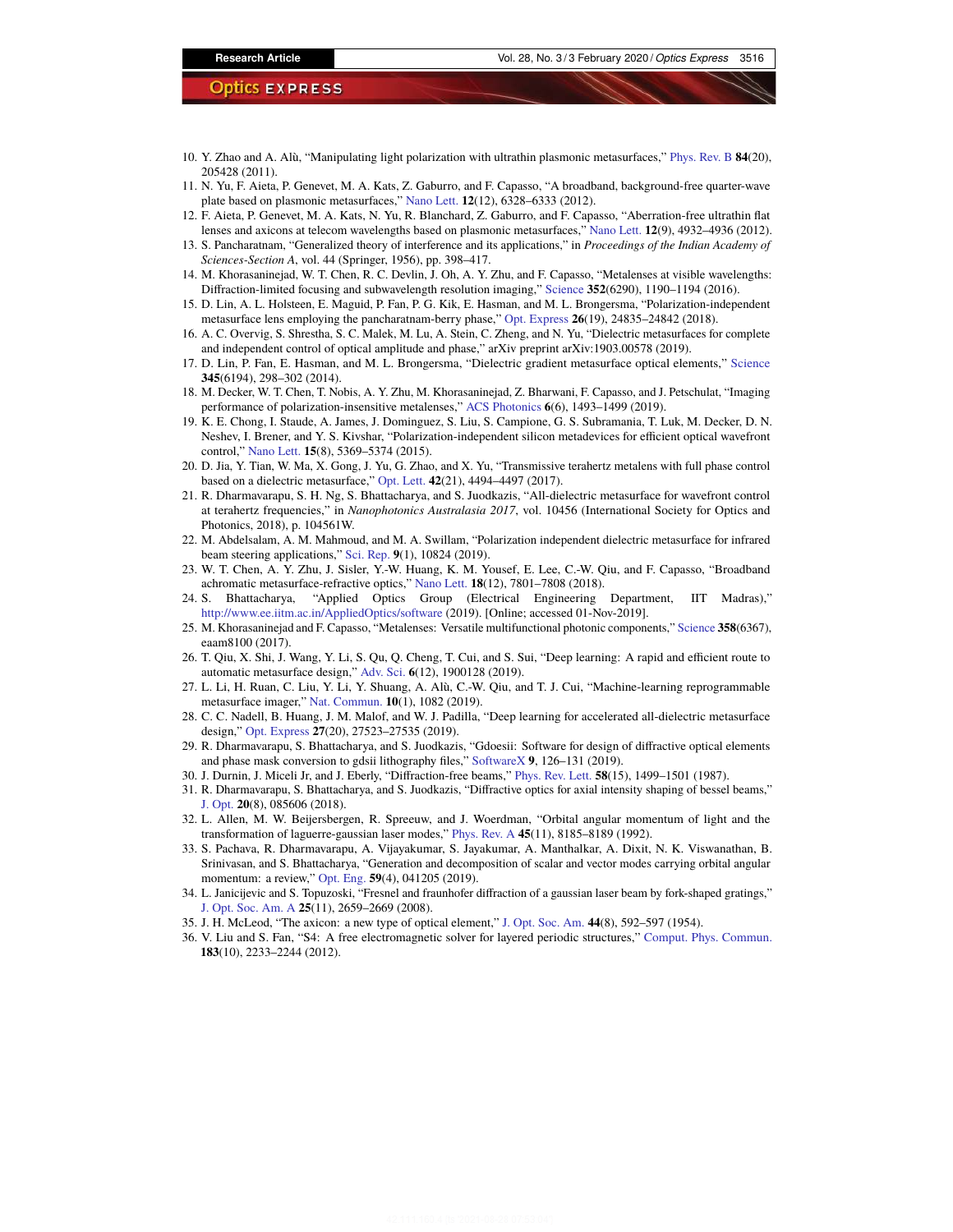10. Y. Zhao and A. Alù, "Manipulating light polarization with ultrathin plasmonic metasurfaces," Phys. Rev. B **84**(20), 205428 (2011).
11. N. Yu, F. Aieta, P. Genevet, M. A. Kats, Z. Gaburro, and F. Capasso, "A broadband, background-free quarter-wave plate based on plasmonic metasurfaces," Nano Lett. **12**(12), 6328–6333 (2012).
12. F. Aieta, P. Genevet, M. A. Kats, N. Yu, R. Blanchard, Z. Gaburro, and F. Capasso, "Aberration-free ultrathin flat lenses and axicons at telecom wavelengths based on plasmonic metasurfaces," Nano Lett. **12**(9), 4932–4936 (2012).
13. S. Pancharatnam, "Generalized theory of interference and its applications," in *Proceedings of the Indian Academy of Sciences-Section A*, vol. 44 (Springer, 1956), pp. 398–417.
14. M. Khorasaninejad, W. T. Chen, R. C. Devlin, J. Oh, A. Y. Zhu, and F. Capasso, "Metalenses at visible wavelengths: Diffraction-limited focusing and subwavelength resolution imaging," Science **352**(6290), 1190–1194 (2016).
15. D. Lin, A. L. Holsteen, E. Maguid, P. Fan, P. G. Kik, E. Hasman, and M. L. Brongersma, "Polarization-independent metasurface lens employing the pancharatnam-berry phase," Opt. Express **26**(19), 24835–24842 (2018).
16. A. C. Overvig, S. Shrestha, S. C. Malek, M. Lu, A. Stein, C. Zheng, and N. Yu, "Dielectric metasurfaces for complete and independent control of optical amplitude and phase," arXiv preprint arXiv:1903.00578 (2019).
17. D. Lin, P. Fan, E. Hasman, and M. L. Brongersma, "Dielectric gradient metasurface optical elements," Science **345**(6194), 298–302 (2014).
18. M. Decker, W. T. Chen, T. Nobis, A. Y. Zhu, M. Khorasaninejad, Z. Bharwani, F. Capasso, and J. Petschulat, "Imaging performance of polarization-insensitive metalenses," ACS Photonics **6**(6), 1493–1499 (2019).
19. K. E. Chong, I. Staude, A. James, J. Dominguez, S. Liu, S. Campione, G. S. Subramania, T. Luk, M. Decker, D. N. Neshev, I. Brener, and Y. S. Kivshar, "Polarization-independent silicon metadevices for efficient optical wavefront control," Nano Lett. **15**(8), 5369–5374 (2015).
20. D. Jia, Y. Tian, W. Ma, X. Gong, J. Yu, G. Zhao, and X. Yu, "Transmissive terahertz metalens with full phase control based on a dielectric metasurface," Opt. Lett. **42**(21), 4494–4497 (2017).
21. R. Dharmavarapu, S. H. Ng, S. Bhattacharya, and S. Juodkazis, "All-dielectric metasurface for wavefront control at terahertz frequencies," in *Nanophotonics Australasia 2017*, vol. 10456 (International Society for Optics and Photonics, 2018), p. 104561W.
22. M. Abdelsalam, A. M. Mahmoud, and M. A. Swillam, "Polarization independent dielectric metasurface for infrared beam steering applications," Sci. Rep. **9**(1), 10824 (2019).
23. W. T. Chen, A. Y. Zhu, J. Sisler, Y.-W. Huang, K. M. Yousef, E. Lee, C.-W. Qiu, and F. Capasso, "Broadband achromatic metasurface-refractive optics," Nano Lett. **18**(12), 7801–7808 (2018).
24. S. Bhattacharya, "Applied Optics Group (Electrical Engineering Department, IIT Madras)," http://www.ee.iitm.ac.in/AppliedOptics/software (2019). [Online; accessed 01-Nov-2019].
25. M. Khorasaninejad and F. Capasso, "Metalenses: Versatile multifunctional photonic components," Science **358**(6367), eaam8100 (2017).
26. T. Qiu, X. Shi, J. Wang, Y. Li, S. Qu, Q. Cheng, T. Cui, and S. Sui, "Deep learning: A rapid and efficient route to automatic metasurface design," Adv. Sci. **6**(12), 1900128 (2019).
27. L. Li, H. Ruan, C. Liu, Y. Li, Y. Shuang, A. Alù, C.-W. Qiu, and T. J. Cui, "Machine-learning reprogrammable metasurface imager," Nat. Commun. **10**(1), 1082 (2019).
28. C. C. Nadell, B. Huang, J. M. Malof, and W. J. Padilla, "Deep learning for accelerated all-dielectric metasurface design," Opt. Express **27**(20), 27523–27535 (2019).
29. R. Dharmavarapu, S. Bhattacharya, and S. Juodkazis, "Gdoesii: Software for design of diffractive optical elements and phase mask conversion to gdsii lithography files," SoftwareX **9**, 126–131 (2019).
30. J. Durnin, J. Miceli Jr, and J. Eberly, "Diffraction-free beams," Phys. Rev. Lett. **58**(15), 1499–1501 (1987).
31. R. Dharmavarapu, S. Bhattacharya, and S. Juodkazis, "Diffractive optics for axial intensity shaping of bessel beams," J. Opt. **20**(8), 085606 (2018).
32. L. Allen, M. W. Beijersbergen, R. Spreeuw, and J. Woerdman, "Orbital angular momentum of light and the transformation of laguerre-gaussian laser modes," Phys. Rev. A **45**(11), 8185–8189 (1992).
33. S. Pachava, R. Dharmavarapu, A. Vijayakumar, S. Jayakumar, A. Manthalkar, A. Dixit, N. K. Viswanathan, B. Srinivasan, and S. Bhattacharya, "Generation and decomposition of scalar and vector modes carrying orbital angular momentum: a review," Opt. Eng. **59**(4), 041205 (2019).
34. L. Janicijevic and S. Topuzoski, "Fresnel and fraunhofer diffraction of a gaussian laser beam by fork-shaped gratings," J. Opt. Soc. Am. A **25**(11), 2659–2669 (2008).
35. J. H. McLeod, "The axicon: a new type of optical element," J. Opt. Soc. Am. **44**(8), 592–597 (1954).
36. V. Liu and S. Fan, "S4: A free electromagnetic solver for layered periodic structures," Comput. Phys. Commun. **183**(10), 2233–2244 (2012).